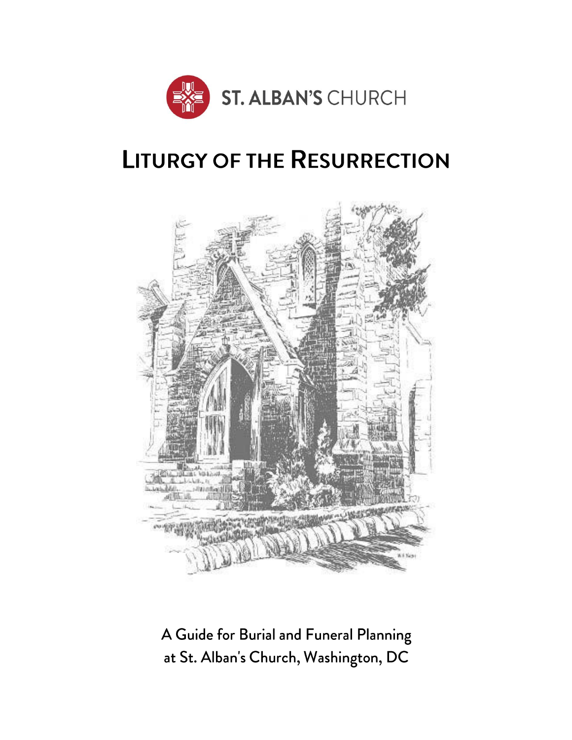ST. ALBAN'S CHURCH

# LITURGY OF THE RESURRECTION

A Guide for Burial and Funeral Planning
at St. Alban's Church, Washington, DC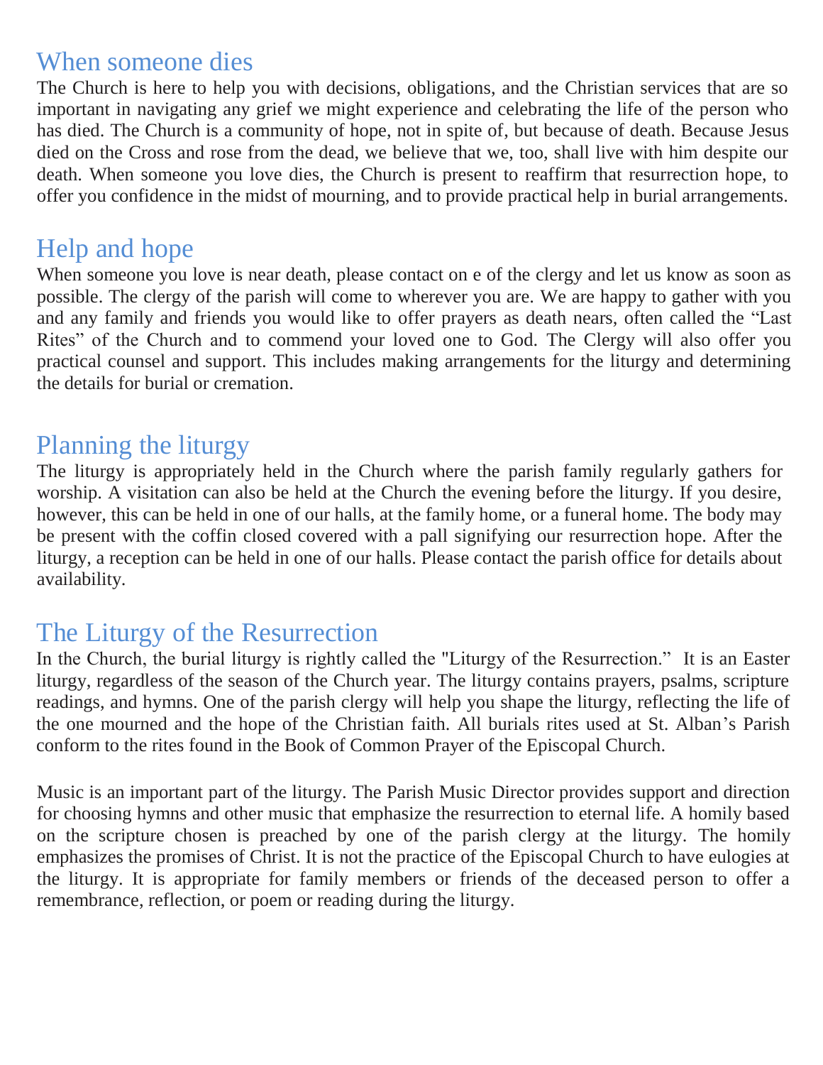## When someone dies

The Church is here to help you with decisions, obligations, and the Christian services that are so important in navigating any grief we might experience and celebrating the life of the person who has died. The Church is a community of hope, not in spite of, but because of death. Because Jesus died on the Cross and rose from the dead, we believe that we, too, shall live with him despite our death. When someone you love dies, the Church is present to reaffirm that resurrection hope, to offer you confidence in the midst of mourning, and to provide practical help in burial arrangements.

## Help and hope

When someone you love is near death, please contact on e of the clergy and let us know as soon as possible. The clergy of the parish will come to wherever you are. We are happy to gather with you and any family and friends you would like to offer prayers as death nears, often called the "Last Rites" of the Church and to commend your loved one to God. The Clergy will also offer you practical counsel and support. This includes making arrangements for the liturgy and determining the details for burial or cremation.

## Planning the liturgy

The liturgy is appropriately held in the Church where the parish family regularly gathers for worship. A visitation can also be held at the Church the evening before the liturgy. If you desire, however, this can be held in one of our halls, at the family home, or a funeral home. The body may be present with the coffin closed covered with a pall signifying our resurrection hope. After the liturgy, a reception can be held in one of our halls. Please contact the parish office for details about availability.

## The Liturgy of the Resurrection

In the Church, the burial liturgy is rightly called the "Liturgy of the Resurrection." It is an Easter liturgy, regardless of the season of the Church year. The liturgy contains prayers, psalms, scripture readings, and hymns. One of the parish clergy will help you shape the liturgy, reflecting the life of the one mourned and the hope of the Christian faith. All burials rites used at St. Alban's Parish conform to the rites found in the Book of Common Prayer of the Episcopal Church.

Music is an important part of the liturgy. The Parish Music Director provides support and direction for choosing hymns and other music that emphasize the resurrection to eternal life. A homily based on the scripture chosen is preached by one of the parish clergy at the liturgy. The homily emphasizes the promises of Christ. It is not the practice of the Episcopal Church to have eulogies at the liturgy. It is appropriate for family members or friends of the deceased person to offer a remembrance, reflection, or poem or reading during the liturgy.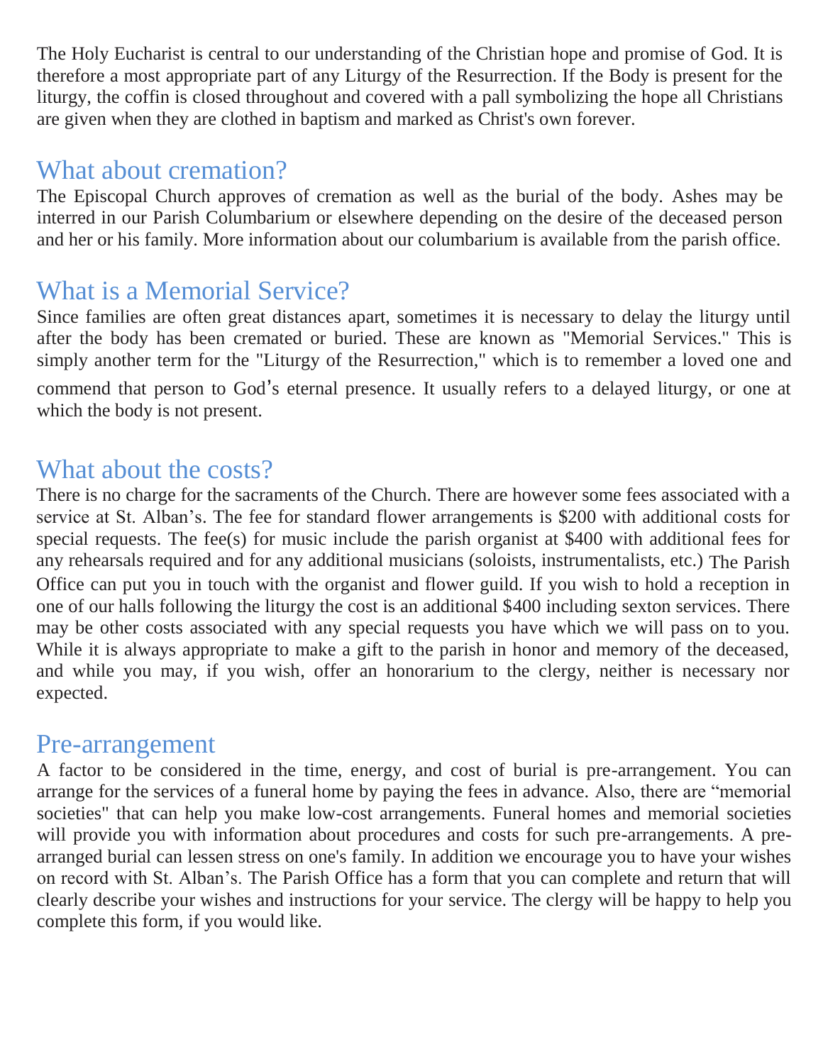The Holy Eucharist is central to our understanding of the Christian hope and promise of God. It is therefore a most appropriate part of any Liturgy of the Resurrection. If the Body is present for the liturgy, the coffin is closed throughout and covered with a pall symbolizing the hope all Christians are given when they are clothed in baptism and marked as Christ's own forever.

## What about cremation?

The Episcopal Church approves of cremation as well as the burial of the body. Ashes may be interred in our Parish Columbarium or elsewhere depending on the desire of the deceased person and her or his family. More information about our columbarium is available from the parish office.

## What is a Memorial Service?

Since families are often great distances apart, sometimes it is necessary to delay the liturgy until after the body has been cremated or buried. These are known as "Memorial Services." This is simply another term for the "Liturgy of the Resurrection," which is to remember a loved one and commend that person to God's eternal presence. It usually refers to a delayed liturgy, or one at which the body is not present.

## What about the costs?

There is no charge for the sacraments of the Church. There are however some fees associated with a service at St. Alban's. The fee for standard flower arrangements is $200 with additional costs for special requests. The fee(s) for music include the parish organist at $400 with additional fees for any rehearsals required and for any additional musicians (soloists, instrumentalists, etc.) The Parish Office can put you in touch with the organist and flower guild. If you wish to hold a reception in one of our halls following the liturgy the cost is an additional $400 including sexton services. There may be other costs associated with any special requests you have which we will pass on to you. While it is always appropriate to make a gift to the parish in honor and memory of the deceased, and while you may, if you wish, offer an honorarium to the clergy, neither is necessary nor expected.

## Pre-arrangement

A factor to be considered in the time, energy, and cost of burial is pre-arrangement. You can arrange for the services of a funeral home by paying the fees in advance. Also, there are "memorial societies" that can help you make low-cost arrangements. Funeral homes and memorial societies will provide you with information about procedures and costs for such pre-arrangements. A pre-arranged burial can lessen stress on one's family. In addition we encourage you to have your wishes on record with St. Alban's. The Parish Office has a form that you can complete and return that will clearly describe your wishes and instructions for your service. The clergy will be happy to help you complete this form, if you would like.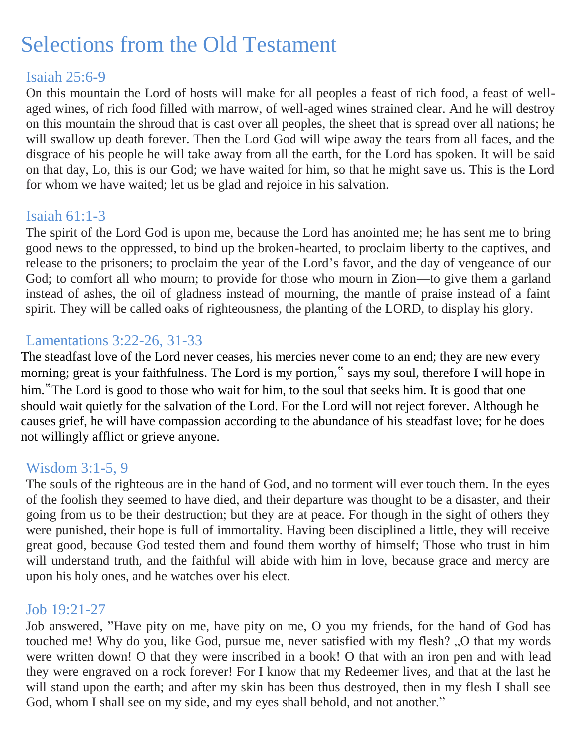# Selections from the Old Testament

## Isaiah 25:6-9

On this mountain the Lord of hosts will make for all peoples a feast of rich food, a feast of well-aged wines, of rich food filled with marrow, of well-aged wines strained clear. And he will destroy on this mountain the shroud that is cast over all peoples, the sheet that is spread over all nations; he will swallow up death forever. Then the Lord God will wipe away the tears from all faces, and the disgrace of his people he will take away from all the earth, for the Lord has spoken. It will be said on that day, Lo, this is our God; we have waited for him, so that he might save us. This is the Lord for whom we have waited; let us be glad and rejoice in his salvation.

## Isaiah 61:1-3

The spirit of the Lord God is upon me, because the Lord has anointed me; he has sent me to bring good news to the oppressed, to bind up the broken-hearted, to proclaim liberty to the captives, and release to the prisoners; to proclaim the year of the Lord's favor, and the day of vengeance of our God; to comfort all who mourn; to provide for those who mourn in Zion—to give them a garland instead of ashes, the oil of gladness instead of mourning, the mantle of praise instead of a faint spirit. They will be called oaks of righteousness, the planting of the LORD, to display his glory.

## Lamentations 3:22-26, 31-33

The steadfast love of the Lord never ceases, his mercies never come to an end; they are new every morning; great is your faithfulness. The Lord is my portion," says my soul, therefore I will hope in him."The Lord is good to those who wait for him, to the soul that seeks him. It is good that one should wait quietly for the salvation of the Lord. For the Lord will not reject forever. Although he causes grief, he will have compassion according to the abundance of his steadfast love; for he does not willingly afflict or grieve anyone.

## Wisdom 3:1-5, 9

The souls of the righteous are in the hand of God, and no torment will ever touch them. In the eyes of the foolish they seemed to have died, and their departure was thought to be a disaster, and their going from us to be their destruction; but they are at peace. For though in the sight of others they were punished, their hope is full of immortality. Having been disciplined a little, they will receive great good, because God tested them and found them worthy of himself; Those who trust in him will understand truth, and the faithful will abide with him in love, because grace and mercy are upon his holy ones, and he watches over his elect.

## Job 19:21-27

Job answered, "Have pity on me, have pity on me, O you my friends, for the hand of God has touched me! Why do you, like God, pursue me, never satisfied with my flesh? „O that my words were written down! O that they were inscribed in a book! O that with an iron pen and with lead they were engraved on a rock forever! For I know that my Redeemer lives, and that at the last he will stand upon the earth; and after my skin has been thus destroyed, then in my flesh I shall see God, whom I shall see on my side, and my eyes shall behold, and not another."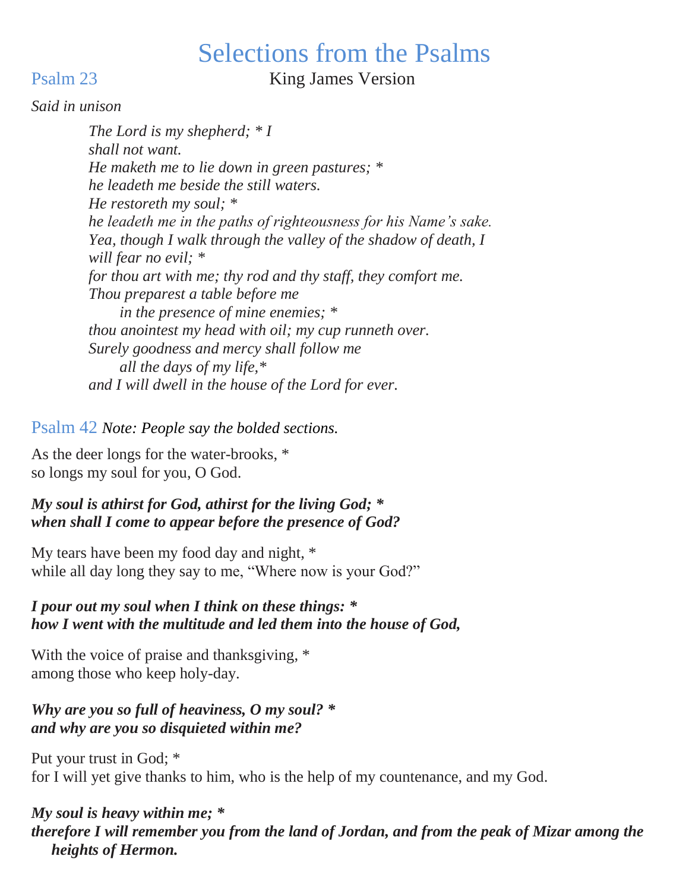# Selections from the Psalms

## Psalm 23

King James Version

*Said in unison*

*The Lord is my shepherd; * I*
*shall not want.*
*He maketh me to lie down in green pastures; **
*he leadeth me beside the still waters.*
*He restoreth my soul; **
*he leadeth me in the paths of righteousness for his Name's sake.*
*Yea, though I walk through the valley of the shadow of death, I*
*will fear no evil; **
*for thou art with me; thy rod and thy staff, they comfort me.*
*Thou preparest a table before me*
*in the presence of mine enemies; **
*thou anointest my head with oil; my cup runneth over.*
*Surely goodness and mercy shall follow me*
*all the days of my life,**
*and I will dwell in the house of the Lord for ever.*

## Psalm 42

*Note: People say the bolded sections.*

As the deer longs for the water-brooks, *
so longs my soul for you, O God.

***My soul is athirst for God, athirst for the living God; ****
***when shall I come to appear before the presence of God?***

My tears have been my food day and night, *
while all day long they say to me, "Where now is your God?"

***I pour out my soul when I think on these things: ****
***how I went with the multitude and led them into the house of God,***

With the voice of praise and thanksgiving, *
among those who keep holy-day.

***Why are you so full of heaviness, O my soul? ****
***and why are you so disquieted within me?***

Put your trust in God; *
for I will yet give thanks to him, who is the help of my countenance, and my God.

***My soul is heavy within me; ****
***therefore I will remember you from the land of Jordan, and from the peak of Mizar among the heights of Hermon.***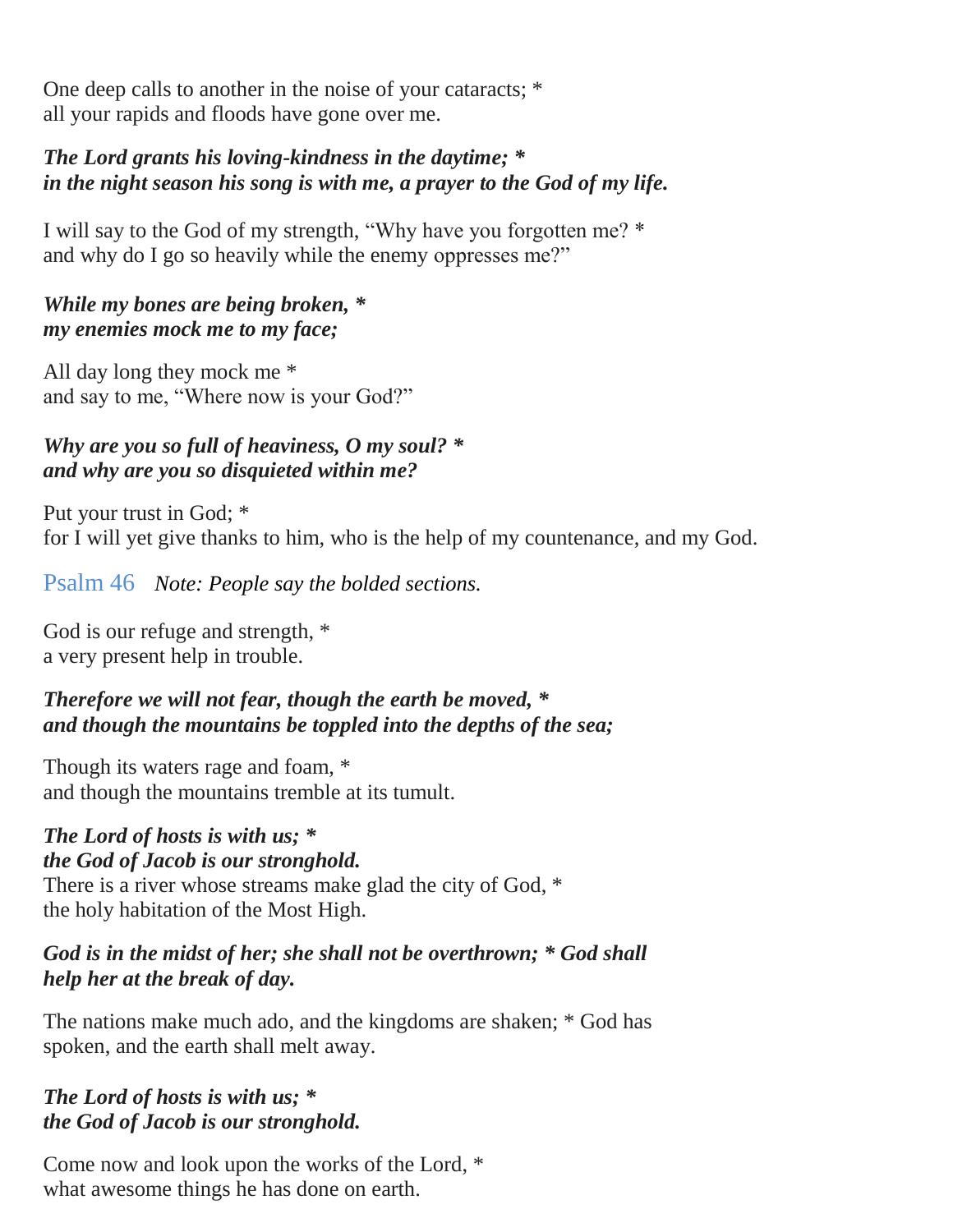One deep calls to another in the noise of your cataracts; *
all your rapids and floods have gone over me.

***The Lord grants his loving-kindness in the daytime; *
in the night season his song is with me, a prayer to the God of my life.***

I will say to the God of my strength, "Why have you forgotten me? *
and why do I go so heavily while the enemy oppresses me?"

***While my bones are being broken, *
my enemies mock me to my face;***

All day long they mock me *
and say to me, "Where now is your God?"

***Why are you so full of heaviness, O my soul? *
and why are you so disquieted within me?***

Put your trust in God; *
for I will yet give thanks to him, who is the help of my countenance, and my God.

## Psalm 46 *Note: People say the bolded sections.*

God is our refuge and strength, *
a very present help in trouble.

***Therefore we will not fear, though the earth be moved, *
and though the mountains be toppled into the depths of the sea;***

Though its waters rage and foam, *
and though the mountains tremble at its tumult.

***The Lord of hosts is with us; *
the God of Jacob is our stronghold.***
There is a river whose streams make glad the city of God, *
the holy habitation of the Most High.

***God is in the midst of her; she shall not be overthrown; * God shall
help her at the break of day.***

The nations make much ado, and the kingdoms are shaken; * God has
spoken, and the earth shall melt away.

***The Lord of hosts is with us; *
the God of Jacob is our stronghold.***

Come now and look upon the works of the Lord, *
what awesome things he has done on earth.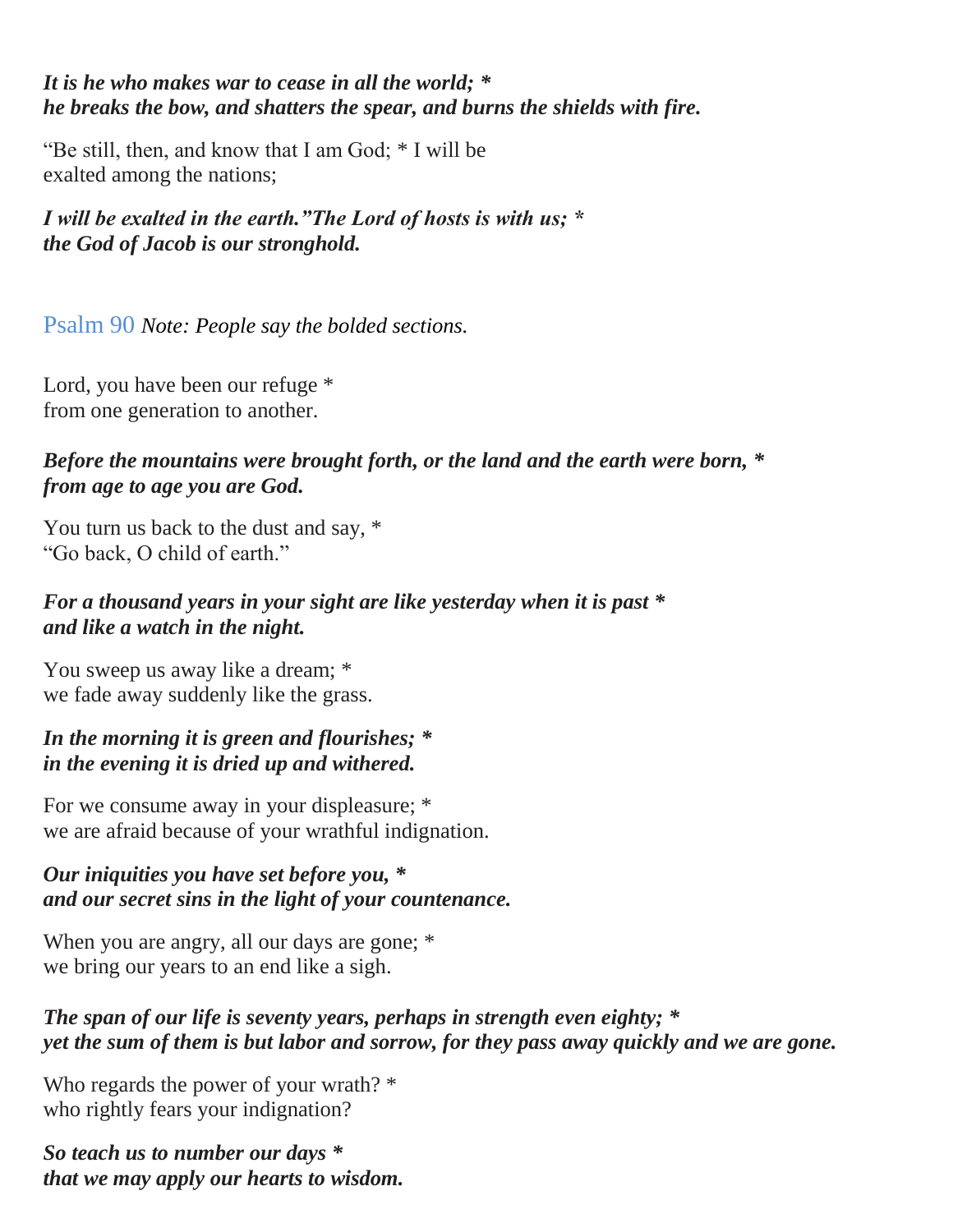***It is he who makes war to cease in all the world; \****
***he breaks the bow, and shatters the spear, and burns the shields with fire.***

"Be still, then, and know that I am God; * I will be
exalted among the nations;

***I will be exalted in the earth."The Lord of hosts is with us; \****
***the God of Jacob is our stronghold.***

## Psalm 90 *Note: People say the bolded sections.*

Lord, you have been our refuge *
from one generation to another.

***Before the mountains were brought forth, or the land and the earth were born, \****
***from age to age you are God.***

You turn us back to the dust and say, *
"Go back, O child of earth."

***For a thousand years in your sight are like yesterday when it is past \****
***and like a watch in the night.***

You sweep us away like a dream; *
we fade away suddenly like the grass.

***In the morning it is green and flourishes; \****
***in the evening it is dried up and withered.***

For we consume away in your displeasure; *
we are afraid because of your wrathful indignation.

***Our iniquities you have set before you, \****
***and our secret sins in the light of your countenance.***

When you are angry, all our days are gone; *
we bring our years to an end like a sigh.

***The span of our life is seventy years, perhaps in strength even eighty; \****
***yet the sum of them is but labor and sorrow, for they pass away quickly and we are gone.***

Who regards the power of your wrath? *
who rightly fears your indignation?

***So teach us to number our days \****
***that we may apply our hearts to wisdom.***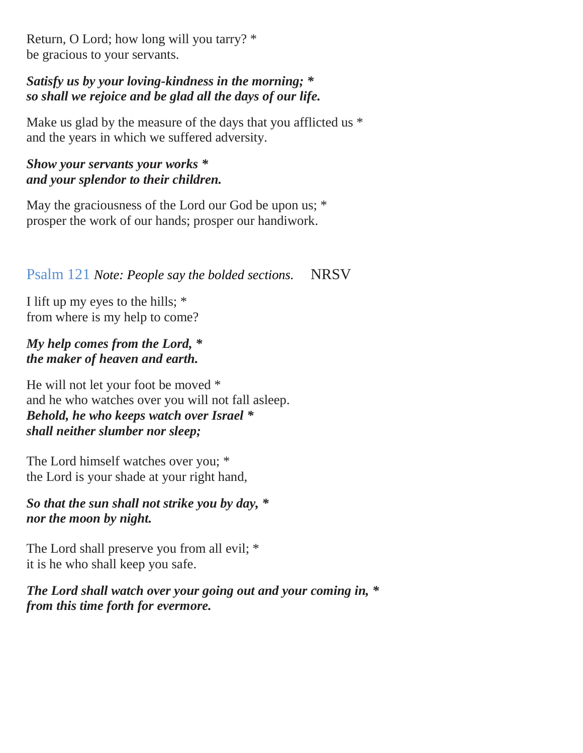Return, O Lord; how long will you tarry? *
be gracious to your servants.

***Satisfy us by your loving-kindness in the morning; ****
***so shall we rejoice and be glad all the days of our life.***

Make us glad by the measure of the days that you afflicted us *
and the years in which we suffered adversity.

***Show your servants your works ****
***and your splendor to their children.***

May the graciousness of the Lord our God be upon us; *
prosper the work of our hands; prosper our handiwork.

## Psalm 121 *Note: People say the bolded sections.* NRSV

I lift up my eyes to the hills; *
from where is my help to come?

***My help comes from the Lord, ****
***the maker of heaven and earth.***

He will not let your foot be moved *
and he who watches over you will not fall asleep.
***Behold, he who keeps watch over Israel ****
***shall neither slumber nor sleep;***

The Lord himself watches over you; *
the Lord is your shade at your right hand,

***So that the sun shall not strike you by day, ****
***nor the moon by night.***

The Lord shall preserve you from all evil; *
it is he who shall keep you safe.

***The Lord shall watch over your going out and your coming in, ****
***from this time forth for evermore.***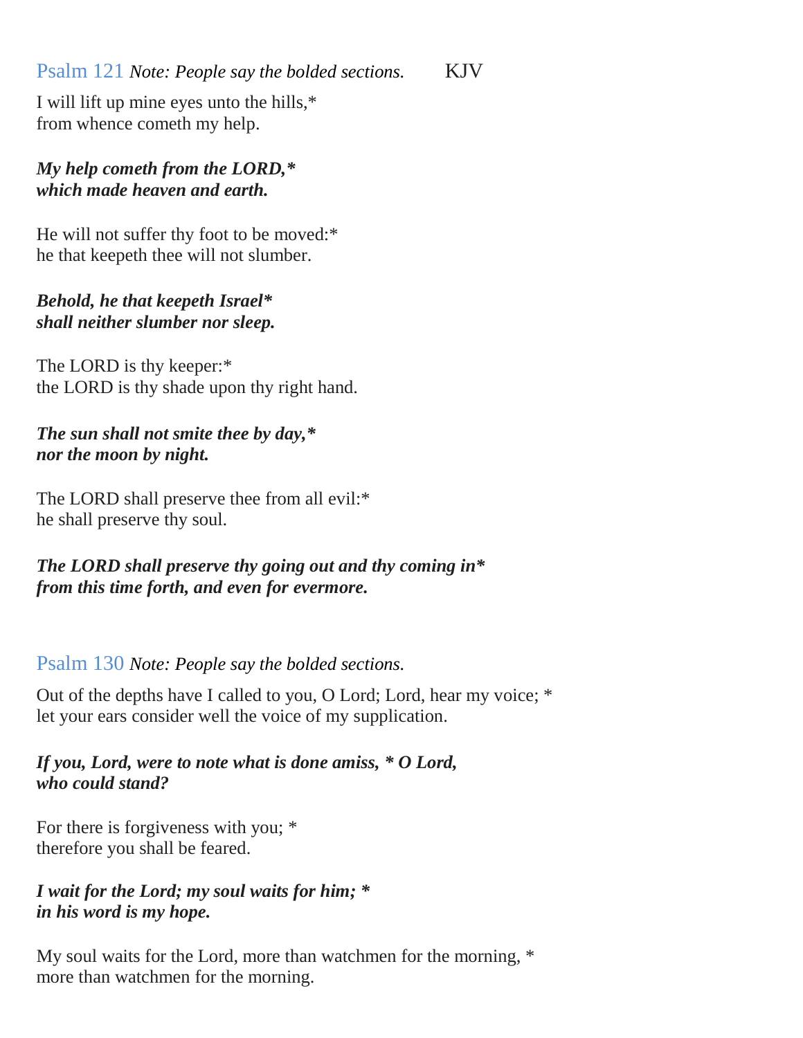## Psalm 121 *Note: People say the bolded sections.* KJV

I will lift up mine eyes unto the hills,*
from whence cometh my help.

***My help cometh from the LORD,****
***which made heaven and earth.***

He will not suffer thy foot to be moved:*
he that keepeth thee will not slumber.

***Behold, he that keepeth Israel****
***shall neither slumber nor sleep.***

The LORD is thy keeper:*
the LORD is thy shade upon thy right hand.

***The sun shall not smite thee by day,****
***nor the moon by night.***

The LORD shall preserve thee from all evil:*
he shall preserve thy soul.

***The LORD shall preserve thy going out and thy coming in****
***from this time forth, and even for evermore.***

## Psalm 130 *Note: People say the bolded sections.*

Out of the depths have I called to you, O Lord; Lord, hear my voice; *
let your ears consider well the voice of my supplication.

***If you, Lord, were to note what is done amiss, * O Lord,***
***who could stand?***

For there is forgiveness with you; *
therefore you shall be feared.

***I wait for the Lord; my soul waits for him; ****
***in his word is my hope.***

My soul waits for the Lord, more than watchmen for the morning, *
more than watchmen for the morning.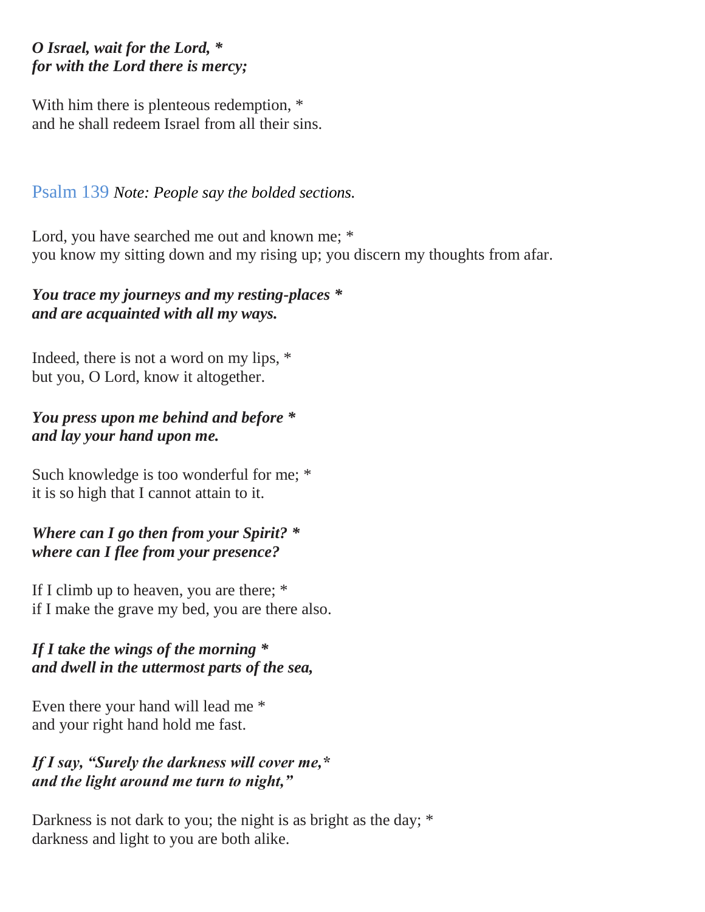***O Israel, wait for the Lord, *
for with the Lord there is mercy;***

With him there is plenteous redemption, *
and he shall redeem Israel from all their sins.

## Psalm 139 ***Note: People say the bolded sections.***

Lord, you have searched me out and known me; *
you know my sitting down and my rising up; you discern my thoughts from afar.

***You trace my journeys and my resting-places *
and are acquainted with all my ways.***

Indeed, there is not a word on my lips, *
but you, O Lord, know it altogether.

***You press upon me behind and before *
and lay your hand upon me.***

Such knowledge is too wonderful for me; *
it is so high that I cannot attain to it.

***Where can I go then from your Spirit? *
where can I flee from your presence?***

If I climb up to heaven, you are there; *
if I make the grave my bed, you are there also.

***If I take the wings of the morning *
and dwell in the uttermost parts of the sea,***

Even there your hand will lead me *
and your right hand hold me fast.

***If I say, "Surely the darkness will cover me,*
and the light around me turn to night,"***

Darkness is not dark to you; the night is as bright as the day; *
darkness and light to you are both alike.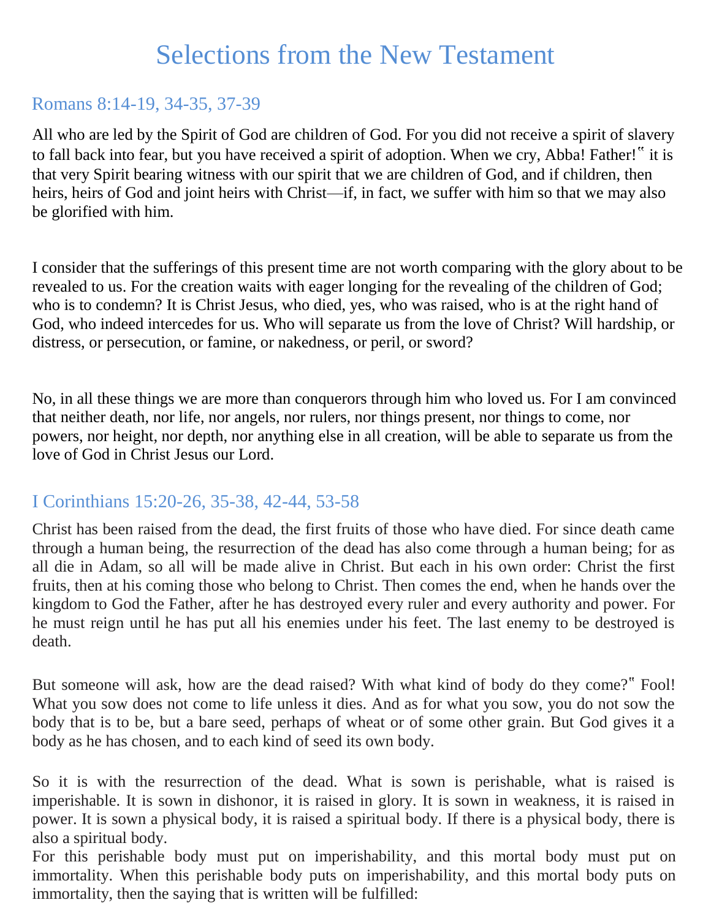# Selections from the New Testament

## Romans 8:14-19, 34-35, 37-39

All who are led by the Spirit of God are children of God. For you did not receive a spirit of slavery to fall back into fear, but you have received a spirit of adoption. When we cry, Abba! Father!‟ it is that very Spirit bearing witness with our spirit that we are children of God, and if children, then heirs, heirs of God and joint heirs with Christ—if, in fact, we suffer with him so that we may also be glorified with him.

I consider that the sufferings of this present time are not worth comparing with the glory about to be revealed to us. For the creation waits with eager longing for the revealing of the children of God; who is to condemn? It is Christ Jesus, who died, yes, who was raised, who is at the right hand of God, who indeed intercedes for us. Who will separate us from the love of Christ? Will hardship, or distress, or persecution, or famine, or nakedness, or peril, or sword?

No, in all these things we are more than conquerors through him who loved us. For I am convinced that neither death, nor life, nor angels, nor rulers, nor things present, nor things to come, nor powers, nor height, nor depth, nor anything else in all creation, will be able to separate us from the love of God in Christ Jesus our Lord.

## I Corinthians 15:20-26, 35-38, 42-44, 53-58

Christ has been raised from the dead, the first fruits of those who have died. For since death came through a human being, the resurrection of the dead has also come through a human being; for as all die in Adam, so all will be made alive in Christ. But each in his own order: Christ the first fruits, then at his coming those who belong to Christ. Then comes the end, when he hands over the kingdom to God the Father, after he has destroyed every ruler and every authority and power. For he must reign until he has put all his enemies under his feet. The last enemy to be destroyed is death.

But someone will ask, how are the dead raised? With what kind of body do they come?‟ Fool! What you sow does not come to life unless it dies. And as for what you sow, you do not sow the body that is to be, but a bare seed, perhaps of wheat or of some other grain. But God gives it a body as he has chosen, and to each kind of seed its own body.

So it is with the resurrection of the dead. What is sown is perishable, what is raised is imperishable. It is sown in dishonor, it is raised in glory. It is sown in weakness, it is raised in power. It is sown a physical body, it is raised a spiritual body. If there is a physical body, there is also a spiritual body.
For this perishable body must put on imperishability, and this mortal body must put on immortality. When this perishable body puts on imperishability, and this mortal body puts on immortality, then the saying that is written will be fulfilled: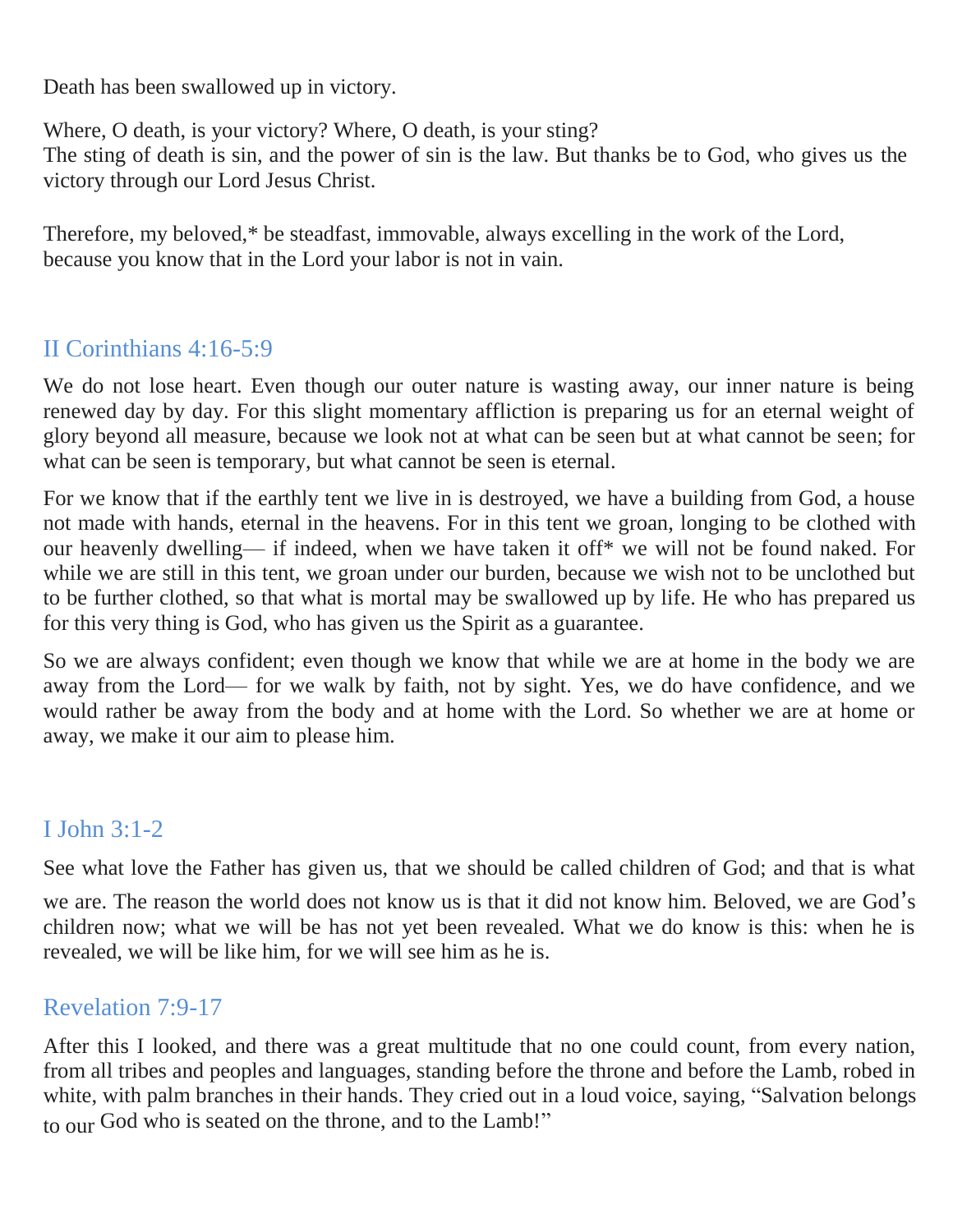Death has been swallowed up in victory.

Where, O death, is your victory? Where, O death, is your sting?
The sting of death is sin, and the power of sin is the law. But thanks be to God, who gives us the victory through our Lord Jesus Christ.

Therefore, my beloved,* be steadfast, immovable, always excelling in the work of the Lord, because you know that in the Lord your labor is not in vain.

## II Corinthians 4:16-5:9

We do not lose heart. Even though our outer nature is wasting away, our inner nature is being renewed day by day. For this slight momentary affliction is preparing us for an eternal weight of glory beyond all measure, because we look not at what can be seen but at what cannot be seen; for what can be seen is temporary, but what cannot be seen is eternal.

For we know that if the earthly tent we live in is destroyed, we have a building from God, a house not made with hands, eternal in the heavens. For in this tent we groan, longing to be clothed with our heavenly dwelling— if indeed, when we have taken it off* we will not be found naked. For while we are still in this tent, we groan under our burden, because we wish not to be unclothed but to be further clothed, so that what is mortal may be swallowed up by life. He who has prepared us for this very thing is God, who has given us the Spirit as a guarantee.

So we are always confident; even though we know that while we are at home in the body we are away from the Lord— for we walk by faith, not by sight. Yes, we do have confidence, and we would rather be away from the body and at home with the Lord. So whether we are at home or away, we make it our aim to please him.

## I John 3:1-2

See what love the Father has given us, that we should be called children of God; and that is what we are. The reason the world does not know us is that it did not know him. Beloved, we are God's children now; what we will be has not yet been revealed. What we do know is this: when he is revealed, we will be like him, for we will see him as he is.

## Revelation 7:9-17

After this I looked, and there was a great multitude that no one could count, from every nation, from all tribes and peoples and languages, standing before the throne and before the Lamb, robed in white, with palm branches in their hands. They cried out in a loud voice, saying, "Salvation belongs to our God who is seated on the throne, and to the Lamb!"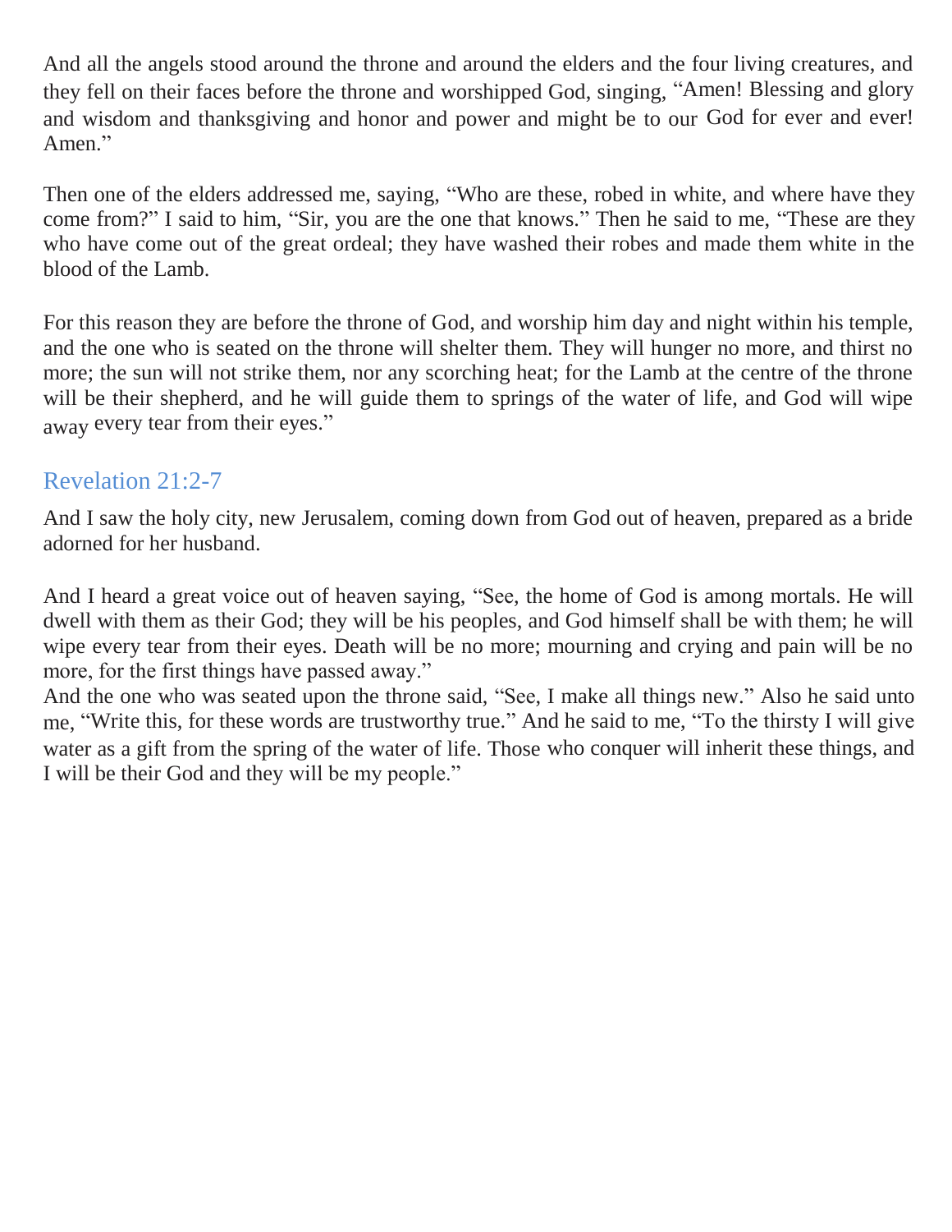And all the angels stood around the throne and around the elders and the four living creatures, and they fell on their faces before the throne and worshipped God, singing, "Amen! Blessing and glory and wisdom and thanksgiving and honor and power and might be to our God for ever and ever! Amen."

Then one of the elders addressed me, saying, "Who are these, robed in white, and where have they come from?" I said to him, "Sir, you are the one that knows." Then he said to me, "These are they who have come out of the great ordeal; they have washed their robes and made them white in the blood of the Lamb.

For this reason they are before the throne of God, and worship him day and night within his temple, and the one who is seated on the throne will shelter them. They will hunger no more, and thirst no more; the sun will not strike them, nor any scorching heat; for the Lamb at the centre of the throne will be their shepherd, and he will guide them to springs of the water of life, and God will wipe away every tear from their eyes."

## Revelation 21:2-7

And I saw the holy city, new Jerusalem, coming down from God out of heaven, prepared as a bride adorned for her husband.

And I heard a great voice out of heaven saying, "See, the home of God is among mortals. He will dwell with them as their God; they will be his peoples, and God himself shall be with them; he will wipe every tear from their eyes. Death will be no more; mourning and crying and pain will be no more, for the first things have passed away."
And the one who was seated upon the throne said, "See, I make all things new." Also he said unto me, "Write this, for these words are trustworthy true." And he said to me, "To the thirsty I will give water as a gift from the spring of the water of life. Those who conquer will inherit these things, and I will be their God and they will be my people."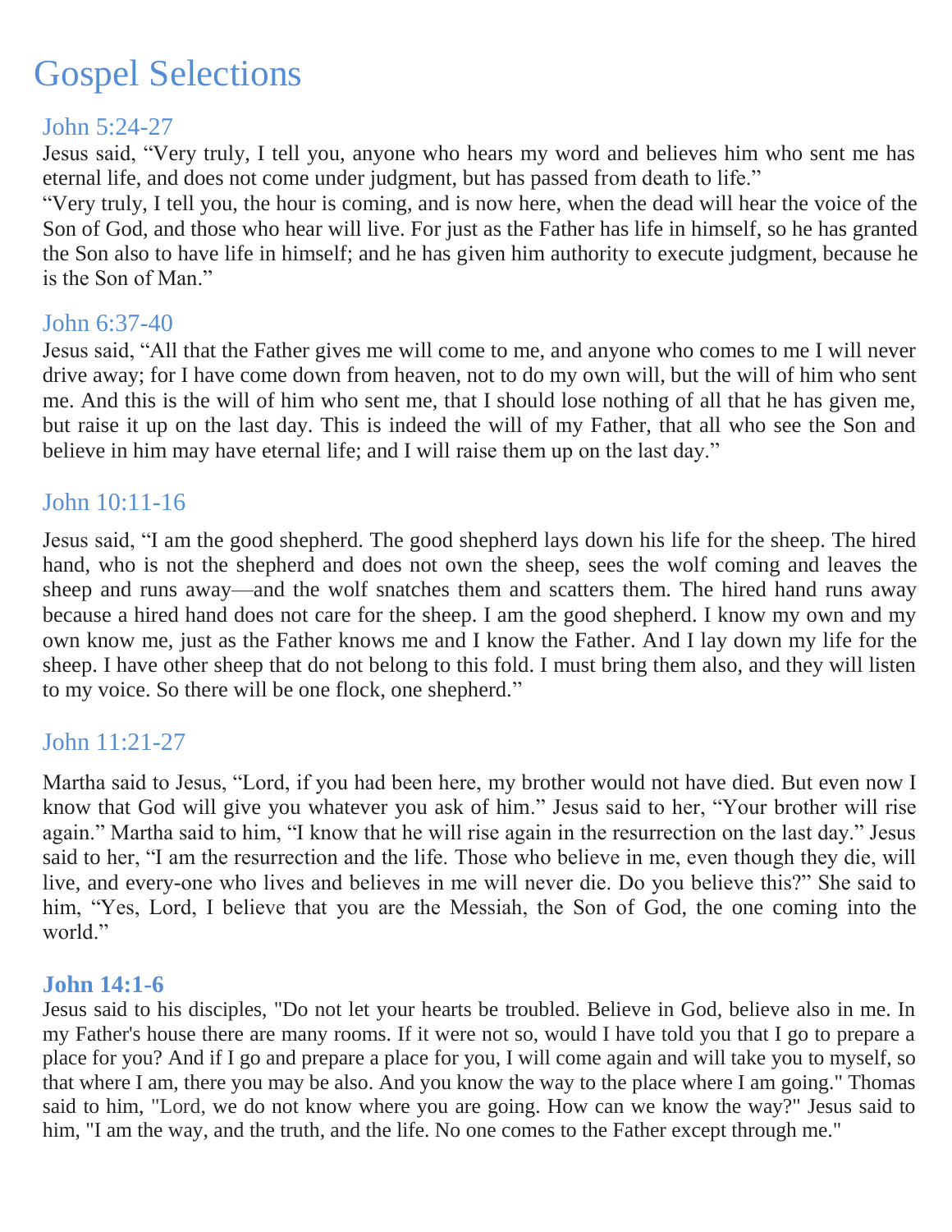# Gospel Selections

## John 5:24-27

Jesus said, “Very truly, I tell you, anyone who hears my word and believes him who sent me has eternal life, and does not come under judgment, but has passed from death to life.”
“Very truly, I tell you, the hour is coming, and is now here, when the dead will hear the voice of the Son of God, and those who hear will live. For just as the Father has life in himself, so he has granted the Son also to have life in himself; and he has given him authority to execute judgment, because he is the Son of Man.”

## John 6:37-40

Jesus said, “All that the Father gives me will come to me, and anyone who comes to me I will never drive away; for I have come down from heaven, not to do my own will, but the will of him who sent me. And this is the will of him who sent me, that I should lose nothing of all that he has given me, but raise it up on the last day. This is indeed the will of my Father, that all who see the Son and believe in him may have eternal life; and I will raise them up on the last day.”

## John 10:11-16

Jesus said, “I am the good shepherd. The good shepherd lays down his life for the sheep. The hired hand, who is not the shepherd and does not own the sheep, sees the wolf coming and leaves the sheep and runs away—and the wolf snatches them and scatters them. The hired hand runs away because a hired hand does not care for the sheep. I am the good shepherd. I know my own and my own know me, just as the Father knows me and I know the Father. And I lay down my life for the sheep. I have other sheep that do not belong to this fold. I must bring them also, and they will listen to my voice. So there will be one flock, one shepherd.”

## John 11:21-27

Martha said to Jesus, “Lord, if you had been here, my brother would not have died. But even now I know that God will give you whatever you ask of him.” Jesus said to her, “Your brother will rise again.” Martha said to him, “I know that he will rise again in the resurrection on the last day.” Jesus said to her, “I am the resurrection and the life. Those who believe in me, even though they die, will live, and every-one who lives and believes in me will never die. Do you believe this?” She said to him, “Yes, Lord, I believe that you are the Messiah, the Son of God, the one coming into the world.”

## **John 14:1-6**

Jesus said to his disciples, "Do not let your hearts be troubled. Believe in God, believe also in me. In my Father's house there are many rooms. If it were not so, would I have told you that I go to prepare a place for you? And if I go and prepare a place for you, I will come again and will take you to myself, so that where I am, there you may be also. And you know the way to the place where I am going." Thomas said to him, "Lord, we do not know where you are going. How can we know the way?" Jesus said to him, "I am the way, and the truth, and the life. No one comes to the Father except through me."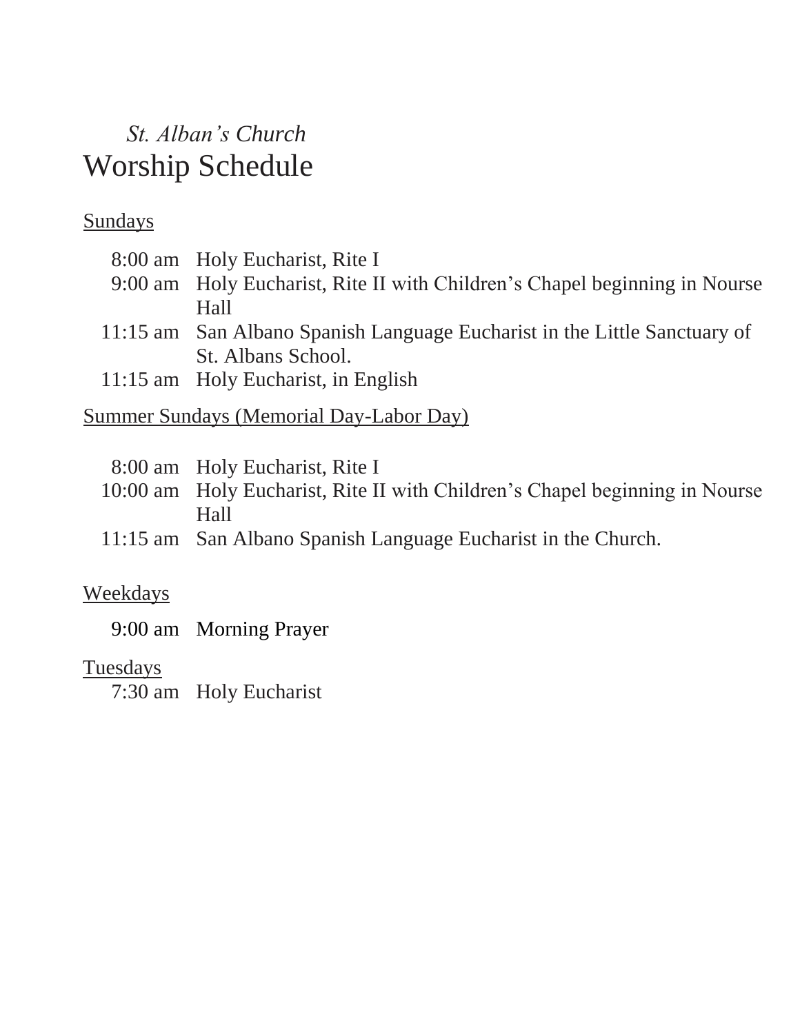*St. Alban's Church*

# Worship Schedule

Sundays

| | |
|---|---|
| 8:00 am | Holy Eucharist, Rite I |
| 9:00 am | Holy Eucharist, Rite II with Children's Chapel beginning in Nourse Hall |
| 11:15 am | San Albano Spanish Language Eucharist in the Little Sanctuary of St. Albans School. |
| 11:15 am | Holy Eucharist, in English |

Summer Sundays (Memorial Day-Labor Day)

| | |
|---|---|
| 8:00 am | Holy Eucharist, Rite I |
| 10:00 am | Holy Eucharist, Rite II with Children's Chapel beginning in Nourse Hall |
| 11:15 am | San Albano Spanish Language Eucharist in the Church. |

Weekdays

| | |
|---|---|
| 9:00 am | Morning Prayer |

Tuesdays

| | |
|---|---|
| 7:30 am | Holy Eucharist |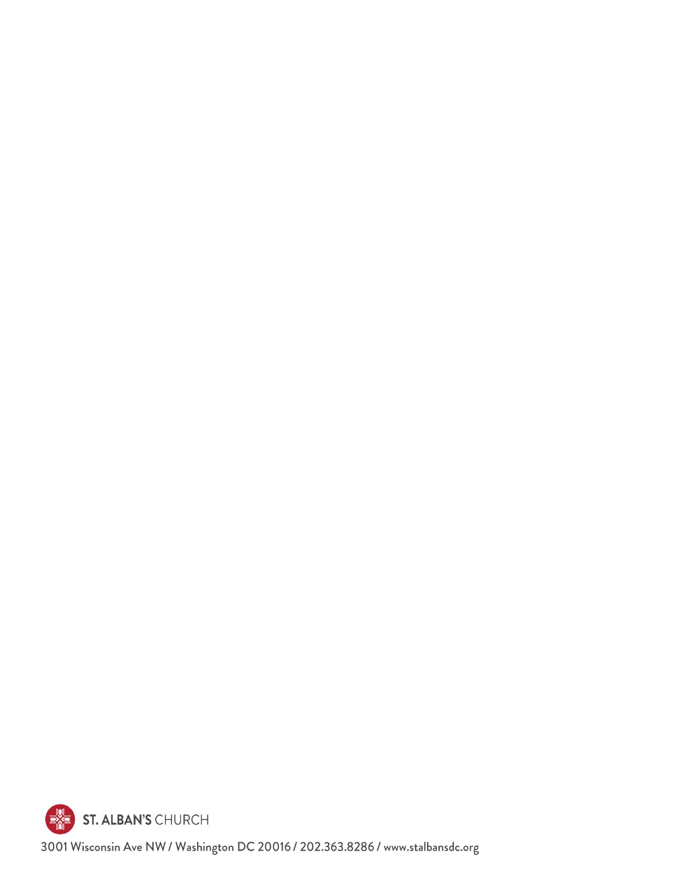ST. ALBAN'S CHURCH

3001 Wisconsin Ave NW / Washington DC 20016 / 202.363.8286 / www.stalbansdc.org